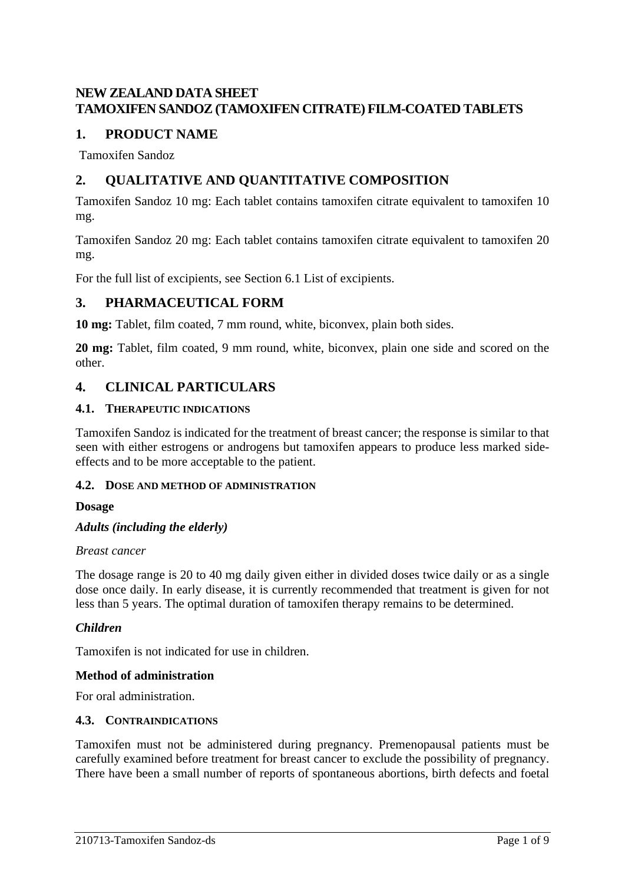# NEW ZEALAND DATA SHEET
# TAMOXIFEN SANDOZ (TAMOXIFEN CITRATE) FILM-COATED TABLETS

## 1. PRODUCT NAME

Tamoxifen Sandoz

## 2. QUALITATIVE AND QUANTITATIVE COMPOSITION

Tamoxifen Sandoz 10 mg: Each tablet contains tamoxifen citrate equivalent to tamoxifen 10 mg.

Tamoxifen Sandoz 20 mg: Each tablet contains tamoxifen citrate equivalent to tamoxifen 20 mg.

For the full list of excipients, see Section 6.1 List of excipients.

## 3. PHARMACEUTICAL FORM

**10 mg:** Tablet, film coated, 7 mm round, white, biconvex, plain both sides.

**20 mg:** Tablet, film coated, 9 mm round, white, biconvex, plain one side and scored on the other.

## 4. CLINICAL PARTICULARS

### 4.1. THERAPEUTIC INDICATIONS

Tamoxifen Sandoz is indicated for the treatment of breast cancer; the response is similar to that seen with either estrogens or androgens but tamoxifen appears to produce less marked side-effects and to be more acceptable to the patient.

### 4.2. DOSE AND METHOD OF ADMINISTRATION

**Dosage**

***Adults (including the elderly)***

*Breast cancer*

The dosage range is 20 to 40 mg daily given either in divided doses twice daily or as a single dose once daily. In early disease, it is currently recommended that treatment is given for not less than 5 years. The optimal duration of tamoxifen therapy remains to be determined.

***Children***

Tamoxifen is not indicated for use in children.

**Method of administration**

For oral administration.

### 4.3. CONTRAINDICATIONS

Tamoxifen must not be administered during pregnancy. Premenopausal patients must be carefully examined before treatment for breast cancer to exclude the possibility of pregnancy. There have been a small number of reports of spontaneous abortions, birth defects and foetal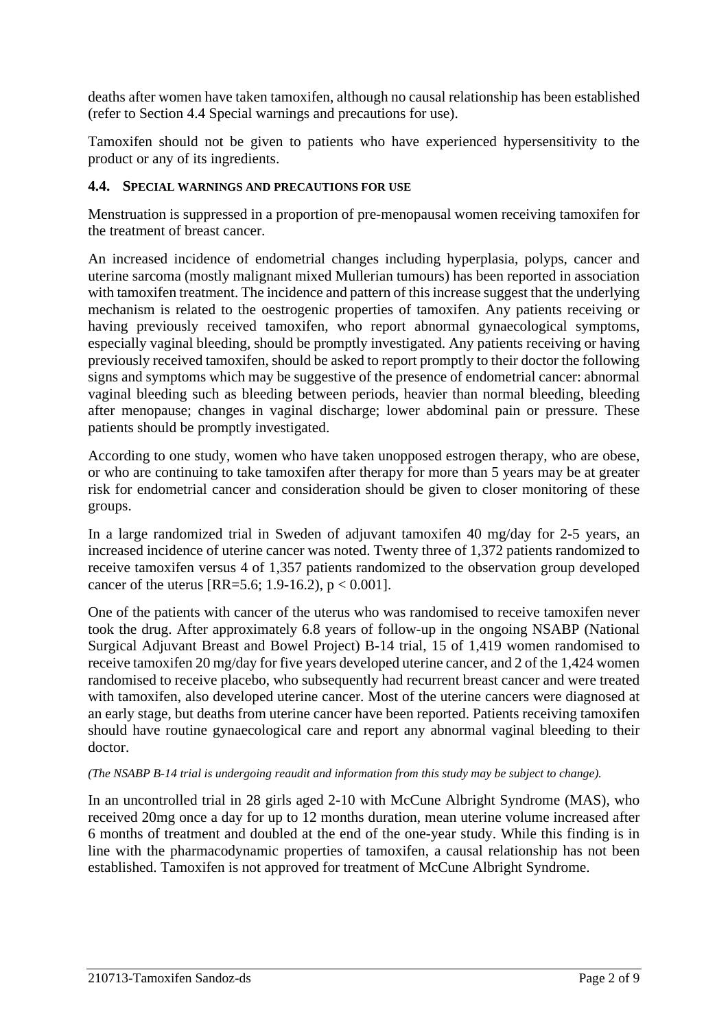deaths after women have taken tamoxifen, although no causal relationship has been established (refer to Section 4.4 Special warnings and precautions for use).

Tamoxifen should not be given to patients who have experienced hypersensitivity to the product or any of its ingredients.

### 4.4. Special warnings and precautions for use

Menstruation is suppressed in a proportion of pre-menopausal women receiving tamoxifen for the treatment of breast cancer.

An increased incidence of endometrial changes including hyperplasia, polyps, cancer and uterine sarcoma (mostly malignant mixed Mullerian tumours) has been reported in association with tamoxifen treatment. The incidence and pattern of this increase suggest that the underlying mechanism is related to the oestrogenic properties of tamoxifen. Any patients receiving or having previously received tamoxifen, who report abnormal gynaecological symptoms, especially vaginal bleeding, should be promptly investigated. Any patients receiving or having previously received tamoxifen, should be asked to report promptly to their doctor the following signs and symptoms which may be suggestive of the presence of endometrial cancer: abnormal vaginal bleeding such as bleeding between periods, heavier than normal bleeding, bleeding after menopause; changes in vaginal discharge; lower abdominal pain or pressure. These patients should be promptly investigated.

According to one study, women who have taken unopposed estrogen therapy, who are obese, or who are continuing to take tamoxifen after therapy for more than 5 years may be at greater risk for endometrial cancer and consideration should be given to closer monitoring of these groups.

In a large randomized trial in Sweden of adjuvant tamoxifen 40 mg/day for 2-5 years, an increased incidence of uterine cancer was noted. Twenty three of 1,372 patients randomized to receive tamoxifen versus 4 of 1,357 patients randomized to the observation group developed cancer of the uterus [RR=5.6; 1.9-16.2), $p < 0.001$].

One of the patients with cancer of the uterus who was randomised to receive tamoxifen never took the drug. After approximately 6.8 years of follow-up in the ongoing NSABP (National Surgical Adjuvant Breast and Bowel Project) B-14 trial, 15 of 1,419 women randomised to receive tamoxifen 20 mg/day for five years developed uterine cancer, and 2 of the 1,424 women randomised to receive placebo, who subsequently had recurrent breast cancer and were treated with tamoxifen, also developed uterine cancer. Most of the uterine cancers were diagnosed at an early stage, but deaths from uterine cancer have been reported. Patients receiving tamoxifen should have routine gynaecological care and report any abnormal vaginal bleeding to their doctor.

*(The NSABP B-14 trial is undergoing reaudit and information from this study may be subject to change).*

In an uncontrolled trial in 28 girls aged 2-10 with McCune Albright Syndrome (MAS), who received 20mg once a day for up to 12 months duration, mean uterine volume increased after 6 months of treatment and doubled at the end of the one-year study. While this finding is in line with the pharmacodynamic properties of tamoxifen, a causal relationship has not been established. Tamoxifen is not approved for treatment of McCune Albright Syndrome.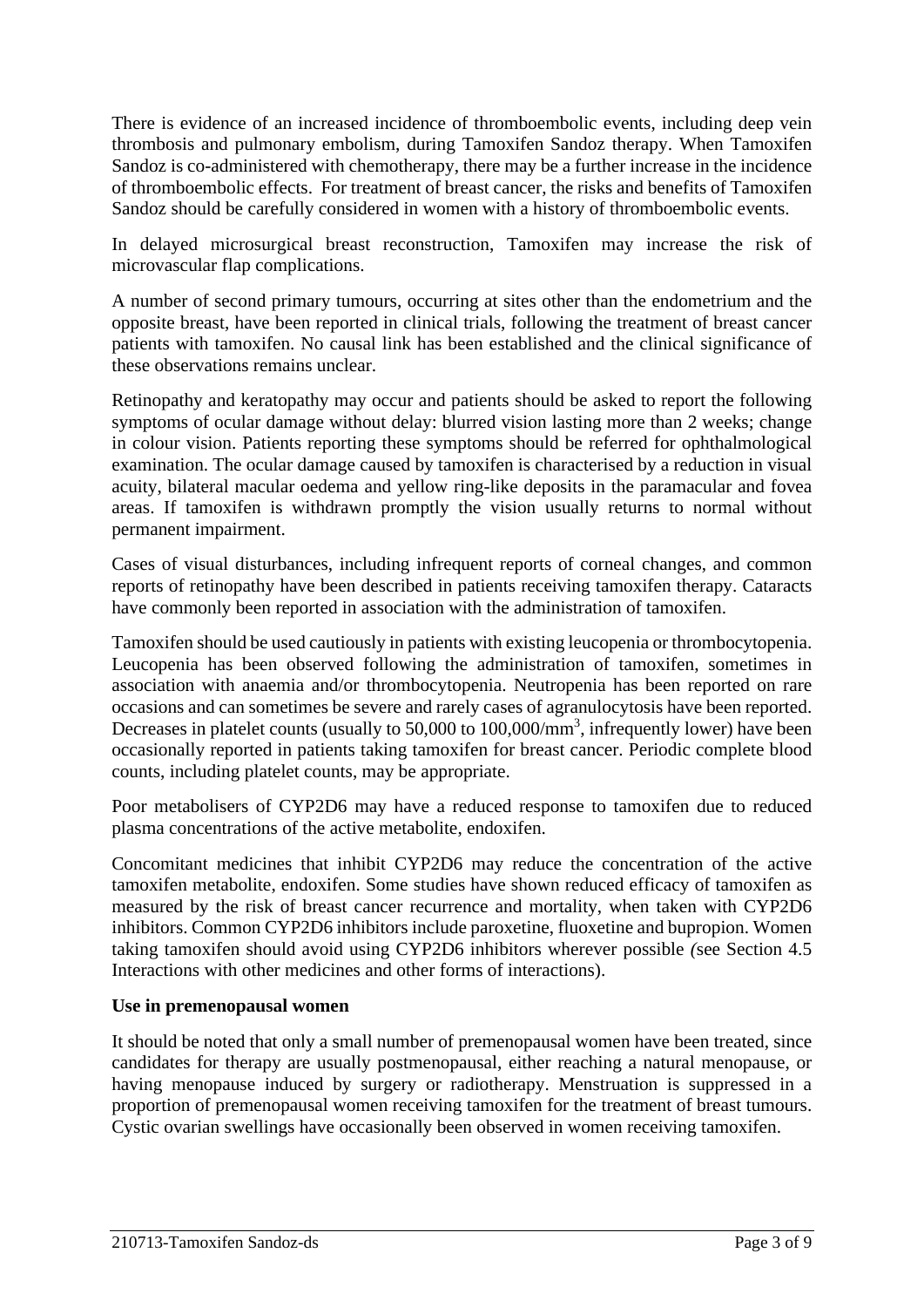There is evidence of an increased incidence of thromboembolic events, including deep vein thrombosis and pulmonary embolism, during Tamoxifen Sandoz therapy. When Tamoxifen Sandoz is co-administered with chemotherapy, there may be a further increase in the incidence of thromboembolic effects. For treatment of breast cancer, the risks and benefits of Tamoxifen Sandoz should be carefully considered in women with a history of thromboembolic events.

In delayed microsurgical breast reconstruction, Tamoxifen may increase the risk of microvascular flap complications.

A number of second primary tumours, occurring at sites other than the endometrium and the opposite breast, have been reported in clinical trials, following the treatment of breast cancer patients with tamoxifen. No causal link has been established and the clinical significance of these observations remains unclear.

Retinopathy and keratopathy may occur and patients should be asked to report the following symptoms of ocular damage without delay: blurred vision lasting more than 2 weeks; change in colour vision. Patients reporting these symptoms should be referred for ophthalmological examination. The ocular damage caused by tamoxifen is characterised by a reduction in visual acuity, bilateral macular oedema and yellow ring-like deposits in the paramacular and fovea areas. If tamoxifen is withdrawn promptly the vision usually returns to normal without permanent impairment.

Cases of visual disturbances, including infrequent reports of corneal changes, and common reports of retinopathy have been described in patients receiving tamoxifen therapy. Cataracts have commonly been reported in association with the administration of tamoxifen.

Tamoxifen should be used cautiously in patients with existing leucopenia or thrombocytopenia. Leucopenia has been observed following the administration of tamoxifen, sometimes in association with anaemia and/or thrombocytopenia. Neutropenia has been reported on rare occasions and can sometimes be severe and rarely cases of agranulocytosis have been reported. Decreases in platelet counts (usually to 50,000 to 100,000/$mm^3$, infrequently lower) have been occasionally reported in patients taking tamoxifen for breast cancer. Periodic complete blood counts, including platelet counts, may be appropriate.

Poor metabolisers of CYP2D6 may have a reduced response to tamoxifen due to reduced plasma concentrations of the active metabolite, endoxifen.

Concomitant medicines that inhibit CYP2D6 may reduce the concentration of the active tamoxifen metabolite, endoxifen. Some studies have shown reduced efficacy of tamoxifen as measured by the risk of breast cancer recurrence and mortality, when taken with CYP2D6 inhibitors. Common CYP2D6 inhibitors include paroxetine, fluoxetine and bupropion. Women taking tamoxifen should avoid using CYP2D6 inhibitors wherever possible *(*see Section 4.5 Interactions with other medicines and other forms of interactions).

**Use in premenopausal women**

It should be noted that only a small number of premenopausal women have been treated, since candidates for therapy are usually postmenopausal, either reaching a natural menopause, or having menopause induced by surgery or radiotherapy. Menstruation is suppressed in a proportion of premenopausal women receiving tamoxifen for the treatment of breast tumours. Cystic ovarian swellings have occasionally been observed in women receiving tamoxifen.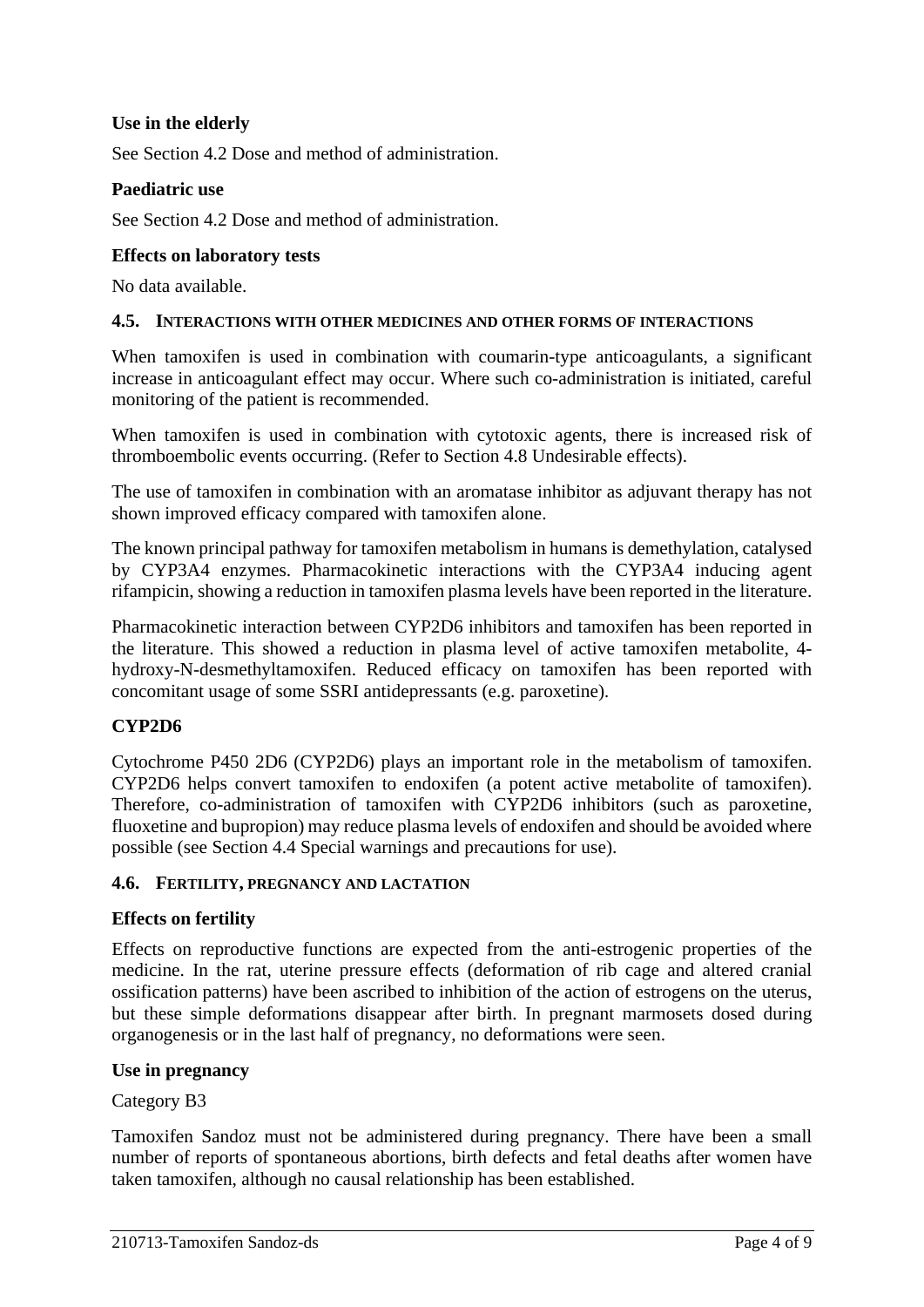### Use in the elderly

See Section 4.2 Dose and method of administration.

### Paediatric use

See Section 4.2 Dose and method of administration.

### Effects on laboratory tests

No data available.

## 4.5. Interactions with other medicines and other forms of interactions

When tamoxifen is used in combination with coumarin-type anticoagulants, a significant increase in anticoagulant effect may occur. Where such co-administration is initiated, careful monitoring of the patient is recommended.

When tamoxifen is used in combination with cytotoxic agents, there is increased risk of thromboembolic events occurring. (Refer to Section 4.8 Undesirable effects).

The use of tamoxifen in combination with an aromatase inhibitor as adjuvant therapy has not shown improved efficacy compared with tamoxifen alone.

The known principal pathway for tamoxifen metabolism in humans is demethylation, catalysed by CYP3A4 enzymes. Pharmacokinetic interactions with the CYP3A4 inducing agent rifampicin, showing a reduction in tamoxifen plasma levels have been reported in the literature.

Pharmacokinetic interaction between CYP2D6 inhibitors and tamoxifen has been reported in the literature. This showed a reduction in plasma level of active tamoxifen metabolite, 4-hydroxy-N-desmethyltamoxifen. Reduced efficacy on tamoxifen has been reported with concomitant usage of some SSRI antidepressants (e.g. paroxetine).

### CYP2D6

Cytochrome P450 2D6 (CYP2D6) plays an important role in the metabolism of tamoxifen. CYP2D6 helps convert tamoxifen to endoxifen (a potent active metabolite of tamoxifen). Therefore, co-administration of tamoxifen with CYP2D6 inhibitors (such as paroxetine, fluoxetine and bupropion) may reduce plasma levels of endoxifen and should be avoided where possible (see Section 4.4 Special warnings and precautions for use).

## 4.6. Fertility, pregnancy and lactation

### Effects on fertility

Effects on reproductive functions are expected from the anti-estrogenic properties of the medicine. In the rat, uterine pressure effects (deformation of rib cage and altered cranial ossification patterns) have been ascribed to inhibition of the action of estrogens on the uterus, but these simple deformations disappear after birth. In pregnant marmosets dosed during organogenesis or in the last half of pregnancy, no deformations were seen.

### Use in pregnancy

Category B3

Tamoxifen Sandoz must not be administered during pregnancy. There have been a small number of reports of spontaneous abortions, birth defects and fetal deaths after women have taken tamoxifen, although no causal relationship has been established.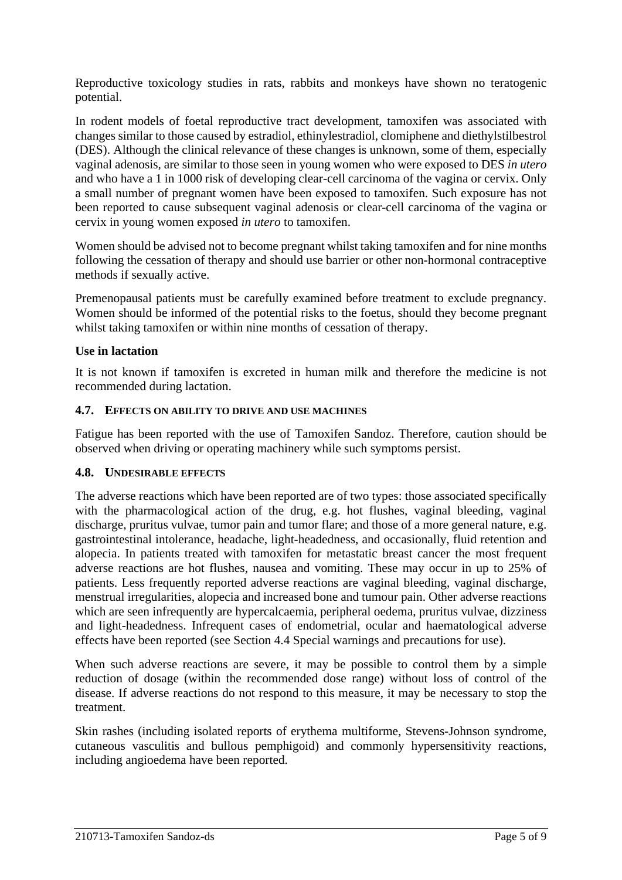Reproductive toxicology studies in rats, rabbits and monkeys have shown no teratogenic potential.

In rodent models of foetal reproductive tract development, tamoxifen was associated with changes similar to those caused by estradiol, ethinylestradiol, clomiphene and diethylstilbestrol (DES). Although the clinical relevance of these changes is unknown, some of them, especially vaginal adenosis, are similar to those seen in young women who were exposed to DES *in utero* and who have a 1 in 1000 risk of developing clear-cell carcinoma of the vagina or cervix. Only a small number of pregnant women have been exposed to tamoxifen. Such exposure has not been reported to cause subsequent vaginal adenosis or clear-cell carcinoma of the vagina or cervix in young women exposed *in utero* to tamoxifen.

Women should be advised not to become pregnant whilst taking tamoxifen and for nine months following the cessation of therapy and should use barrier or other non-hormonal contraceptive methods if sexually active.

Premenopausal patients must be carefully examined before treatment to exclude pregnancy. Women should be informed of the potential risks to the foetus, should they become pregnant whilst taking tamoxifen or within nine months of cessation of therapy.

### Use in lactation

It is not known if tamoxifen is excreted in human milk and therefore the medicine is not recommended during lactation.

## 4.7. Effects on ability to drive and use machines

Fatigue has been reported with the use of Tamoxifen Sandoz. Therefore, caution should be observed when driving or operating machinery while such symptoms persist.

## 4.8. Undesirable effects

The adverse reactions which have been reported are of two types: those associated specifically with the pharmacological action of the drug, e.g. hot flushes, vaginal bleeding, vaginal discharge, pruritus vulvae, tumor pain and tumor flare; and those of a more general nature, e.g. gastrointestinal intolerance, headache, light-headedness, and occasionally, fluid retention and alopecia. In patients treated with tamoxifen for metastatic breast cancer the most frequent adverse reactions are hot flushes, nausea and vomiting. These may occur in up to 25% of patients. Less frequently reported adverse reactions are vaginal bleeding, vaginal discharge, menstrual irregularities, alopecia and increased bone and tumour pain. Other adverse reactions which are seen infrequently are hypercalcaemia, peripheral oedema, pruritus vulvae, dizziness and light-headedness. Infrequent cases of endometrial, ocular and haematological adverse effects have been reported (see Section 4.4 Special warnings and precautions for use).

When such adverse reactions are severe, it may be possible to control them by a simple reduction of dosage (within the recommended dose range) without loss of control of the disease. If adverse reactions do not respond to this measure, it may be necessary to stop the treatment.

Skin rashes (including isolated reports of erythema multiforme, Stevens-Johnson syndrome, cutaneous vasculitis and bullous pemphigoid) and commonly hypersensitivity reactions, including angioedema have been reported.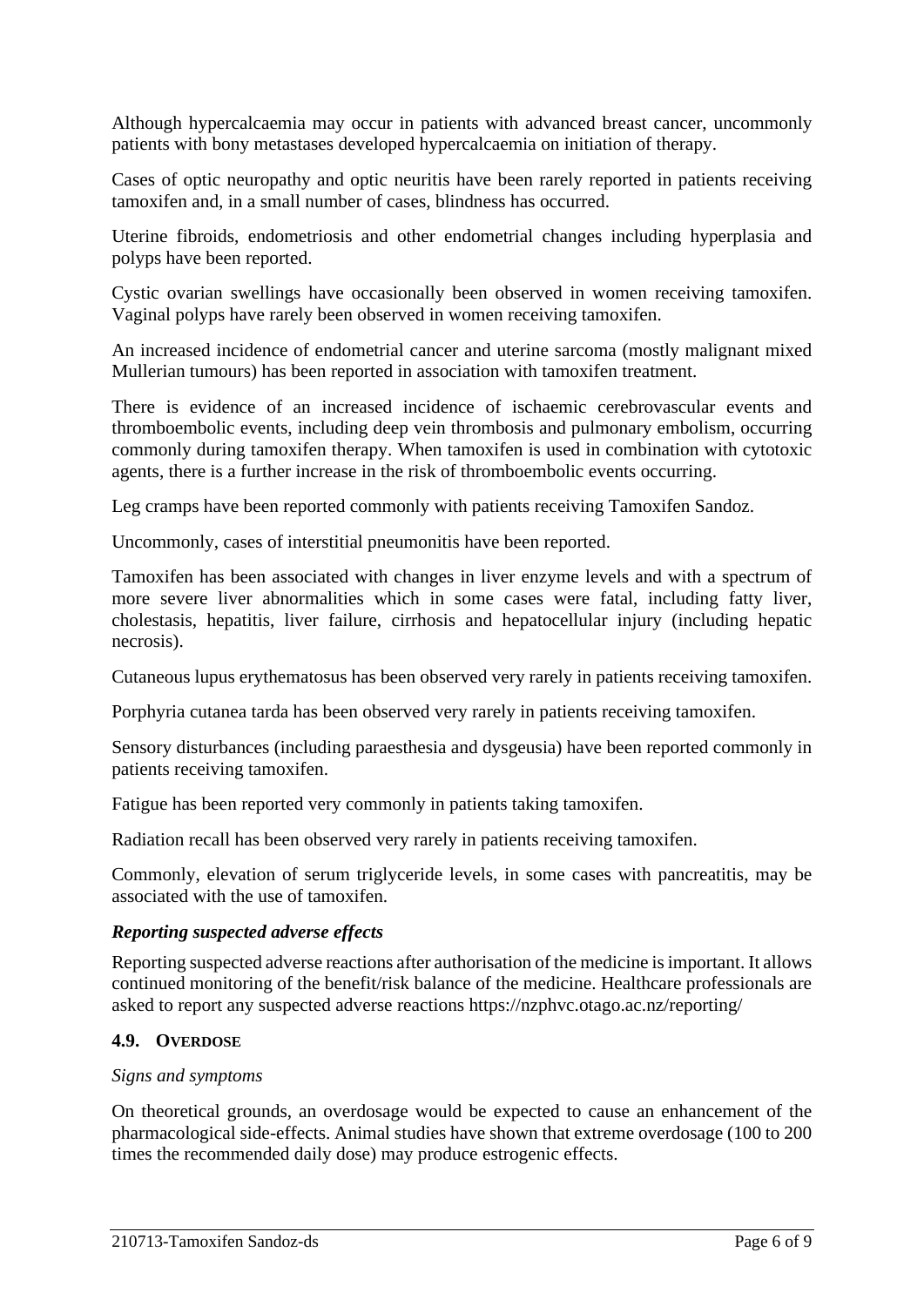Although hypercalcaemia may occur in patients with advanced breast cancer, uncommonly patients with bony metastases developed hypercalcaemia on initiation of therapy.

Cases of optic neuropathy and optic neuritis have been rarely reported in patients receiving tamoxifen and, in a small number of cases, blindness has occurred.

Uterine fibroids, endometriosis and other endometrial changes including hyperplasia and polyps have been reported.

Cystic ovarian swellings have occasionally been observed in women receiving tamoxifen. Vaginal polyps have rarely been observed in women receiving tamoxifen.

An increased incidence of endometrial cancer and uterine sarcoma (mostly malignant mixed Mullerian tumours) has been reported in association with tamoxifen treatment.

There is evidence of an increased incidence of ischaemic cerebrovascular events and thromboembolic events, including deep vein thrombosis and pulmonary embolism, occurring commonly during tamoxifen therapy. When tamoxifen is used in combination with cytotoxic agents, there is a further increase in the risk of thromboembolic events occurring.

Leg cramps have been reported commonly with patients receiving Tamoxifen Sandoz.

Uncommonly, cases of interstitial pneumonitis have been reported.

Tamoxifen has been associated with changes in liver enzyme levels and with a spectrum of more severe liver abnormalities which in some cases were fatal, including fatty liver, cholestasis, hepatitis, liver failure, cirrhosis and hepatocellular injury (including hepatic necrosis).

Cutaneous lupus erythematosus has been observed very rarely in patients receiving tamoxifen.

Porphyria cutanea tarda has been observed very rarely in patients receiving tamoxifen.

Sensory disturbances (including paraesthesia and dysgeusia) have been reported commonly in patients receiving tamoxifen.

Fatigue has been reported very commonly in patients taking tamoxifen.

Radiation recall has been observed very rarely in patients receiving tamoxifen.

Commonly, elevation of serum triglyceride levels, in some cases with pancreatitis, may be associated with the use of tamoxifen.

***Reporting suspected adverse effects***

Reporting suspected adverse reactions after authorisation of the medicine is important. It allows continued monitoring of the benefit/risk balance of the medicine. Healthcare professionals are asked to report any suspected adverse reactions https://nzphvc.otago.ac.nz/reporting/

### 4.9. Overdose

*Signs and symptoms*

On theoretical grounds, an overdosage would be expected to cause an enhancement of the pharmacological side-effects. Animal studies have shown that extreme overdosage (100 to 200 times the recommended daily dose) may produce estrogenic effects.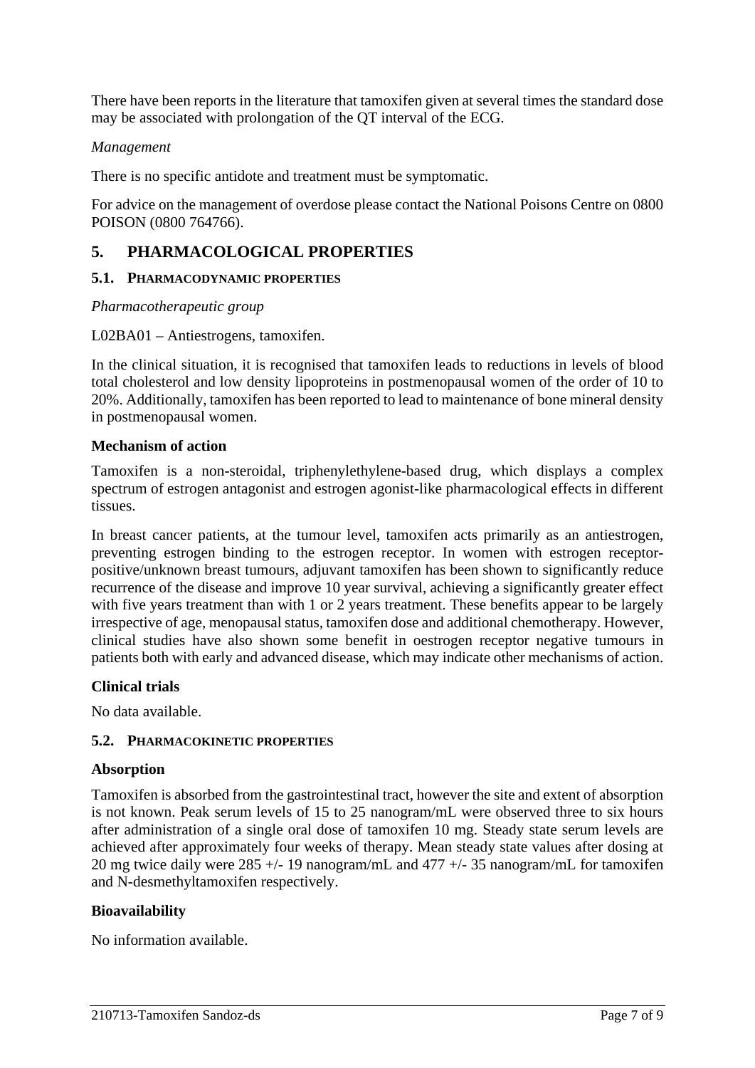There have been reports in the literature that tamoxifen given at several times the standard dose may be associated with prolongation of the QT interval of the ECG.

*Management*

There is no specific antidote and treatment must be symptomatic.

For advice on the management of overdose please contact the National Poisons Centre on 0800 POISON (0800 764766).

# 5. PHARMACOLOGICAL PROPERTIES

## 5.1. Pharmacodynamic properties

*Pharmacotherapeutic group*

L02BA01 – Antiestrogens, tamoxifen.

In the clinical situation, it is recognised that tamoxifen leads to reductions in levels of blood total cholesterol and low density lipoproteins in postmenopausal women of the order of 10 to 20%. Additionally, tamoxifen has been reported to lead to maintenance of bone mineral density in postmenopausal women.

### Mechanism of action

Tamoxifen is a non-steroidal, triphenylethylene-based drug, which displays a complex spectrum of estrogen antagonist and estrogen agonist-like pharmacological effects in different tissues.

In breast cancer patients, at the tumour level, tamoxifen acts primarily as an antiestrogen, preventing estrogen binding to the estrogen receptor. In women with estrogen receptor-positive/unknown breast tumours, adjuvant tamoxifen has been shown to significantly reduce recurrence of the disease and improve 10 year survival, achieving a significantly greater effect with five years treatment than with 1 or 2 years treatment. These benefits appear to be largely irrespective of age, menopausal status, tamoxifen dose and additional chemotherapy. However, clinical studies have also shown some benefit in oestrogen receptor negative tumours in patients both with early and advanced disease, which may indicate other mechanisms of action.

### Clinical trials

No data available.

## 5.2. Pharmacokinetic properties

### Absorption

Tamoxifen is absorbed from the gastrointestinal tract, however the site and extent of absorption is not known. Peak serum levels of 15 to 25 nanogram/mL were observed three to six hours after administration of a single oral dose of tamoxifen 10 mg. Steady state serum levels are achieved after approximately four weeks of therapy. Mean steady state values after dosing at 20 mg twice daily were 285 +/- 19 nanogram/mL and 477 +/- 35 nanogram/mL for tamoxifen and N-desmethyltamoxifen respectively.

### Bioavailability

No information available.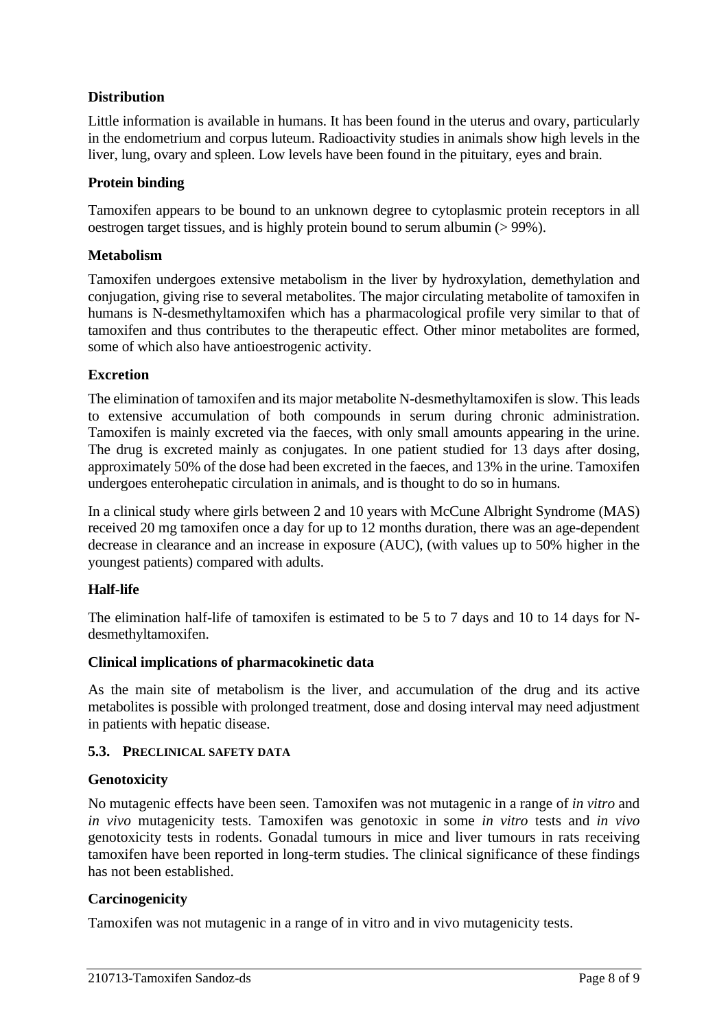### Distribution

Little information is available in humans. It has been found in the uterus and ovary, particularly in the endometrium and corpus luteum. Radioactivity studies in animals show high levels in the liver, lung, ovary and spleen. Low levels have been found in the pituitary, eyes and brain.

### Protein binding

Tamoxifen appears to be bound to an unknown degree to cytoplasmic protein receptors in all oestrogen target tissues, and is highly protein bound to serum albumin (> 99%).

### Metabolism

Tamoxifen undergoes extensive metabolism in the liver by hydroxylation, demethylation and conjugation, giving rise to several metabolites. The major circulating metabolite of tamoxifen in humans is N-desmethyltamoxifen which has a pharmacological profile very similar to that of tamoxifen and thus contributes to the therapeutic effect. Other minor metabolites are formed, some of which also have antioestrogenic activity.

### Excretion

The elimination of tamoxifen and its major metabolite N-desmethyltamoxifen is slow. This leads to extensive accumulation of both compounds in serum during chronic administration. Tamoxifen is mainly excreted via the faeces, with only small amounts appearing in the urine. The drug is excreted mainly as conjugates. In one patient studied for 13 days after dosing, approximately 50% of the dose had been excreted in the faeces, and 13% in the urine. Tamoxifen undergoes enterohepatic circulation in animals, and is thought to do so in humans.

In a clinical study where girls between 2 and 10 years with McCune Albright Syndrome (MAS) received 20 mg tamoxifen once a day for up to 12 months duration, there was an age-dependent decrease in clearance and an increase in exposure (AUC), (with values up to 50% higher in the youngest patients) compared with adults.

### Half-life

The elimination half-life of tamoxifen is estimated to be 5 to 7 days and 10 to 14 days for N-desmethyltamoxifen.

### Clinical implications of pharmacokinetic data

As the main site of metabolism is the liver, and accumulation of the drug and its active metabolites is possible with prolonged treatment, dose and dosing interval may need adjustment in patients with hepatic disease.

## 5.3. Preclinical safety data

### Genotoxicity

No mutagenic effects have been seen. Tamoxifen was not mutagenic in a range of *in vitro* and *in vivo* mutagenicity tests. Tamoxifen was genotoxic in some *in vitro* tests and *in vivo* genotoxicity tests in rodents. Gonadal tumours in mice and liver tumours in rats receiving tamoxifen have been reported in long-term studies. The clinical significance of these findings has not been established.

### Carcinogenicity

Tamoxifen was not mutagenic in a range of in vitro and in vivo mutagenicity tests.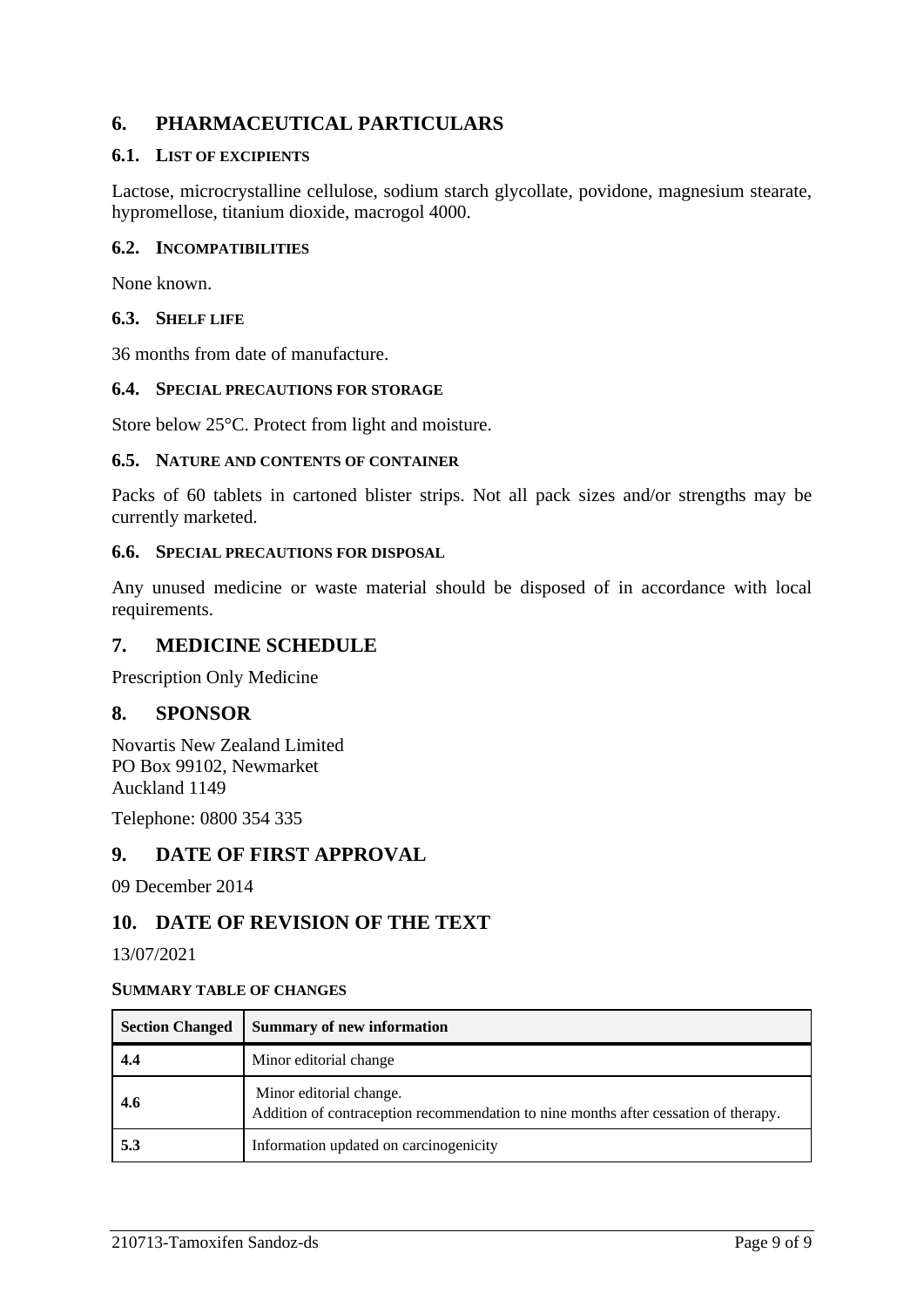## 6. PHARMACEUTICAL PARTICULARS

### 6.1. List of excipients

Lactose, microcrystalline cellulose, sodium starch glycollate, povidone, magnesium stearate, hypromellose, titanium dioxide, macrogol 4000.

### 6.2. Incompatibilities

None known.

### 6.3. Shelf life

36 months from date of manufacture.

### 6.4. Special precautions for storage

Store below 25°C. Protect from light and moisture.

### 6.5. Nature and contents of container

Packs of 60 tablets in cartoned blister strips. Not all pack sizes and/or strengths may be currently marketed.

### 6.6. Special precautions for disposal

Any unused medicine or waste material should be disposed of in accordance with local requirements.

## 7. MEDICINE SCHEDULE

Prescription Only Medicine

## 8. SPONSOR

Novartis New Zealand Limited
PO Box 99102, Newmarket
Auckland 1149

Telephone: 0800 354 335

## 9. DATE OF FIRST APPROVAL

09 December 2014

## 10. DATE OF REVISION OF THE TEXT

13/07/2021

#### Summary table of changes

| Section Changed | Summary of new information |
|---|---|
| 4.4 | Minor editorial change |
| 4.6 | Minor editorial change.<br>Addition of contraception recommendation to nine months after cessation of therapy. |
| 5.3 | Information updated on carcinogenicity |